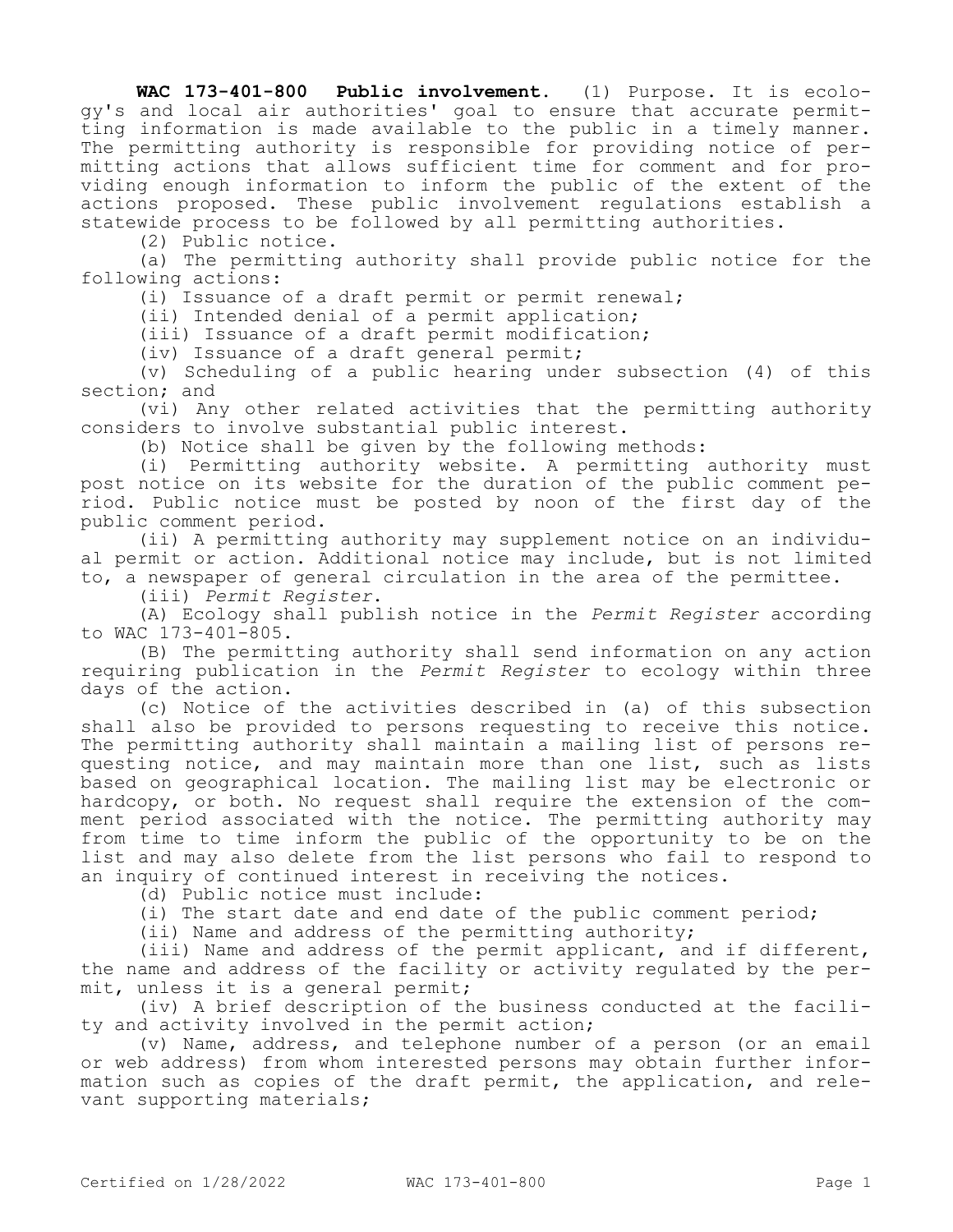**WAC 173-401-800 Public involvement.** (1) Purpose. It is ecology's and local air authorities' goal to ensure that accurate permitting information is made available to the public in a timely manner. The permitting authority is responsible for providing notice of permitting actions that allows sufficient time for comment and for providing enough information to inform the public of the extent of the actions proposed. These public involvement regulations establish a statewide process to be followed by all permitting authorities.

(2) Public notice.

(a) The permitting authority shall provide public notice for the following actions:

(i) Issuance of a draft permit or permit renewal;

(ii) Intended denial of a permit application;

(iii) Issuance of a draft permit modification;

(iv) Issuance of a draft general permit;

(v) Scheduling of a public hearing under subsection (4) of this section; and

(vi) Any other related activities that the permitting authority considers to involve substantial public interest.

(b) Notice shall be given by the following methods:

(i) Permitting authority website. A permitting authority must post notice on its website for the duration of the public comment period. Public notice must be posted by noon of the first day of the public comment period.

(ii) A permitting authority may supplement notice on an individual permit or action. Additional notice may include, but is not limited to, a newspaper of general circulation in the area of the permittee.

(iii) *Permit Register*.

(A) Ecology shall publish notice in the *Permit Register* according to WAC 173-401-805.

(B) The permitting authority shall send information on any action requiring publication in the *Permit Register* to ecology within three days of the action.

(c) Notice of the activities described in (a) of this subsection shall also be provided to persons requesting to receive this notice. The permitting authority shall maintain a mailing list of persons requesting notice, and may maintain more than one list, such as lists based on geographical location. The mailing list may be electronic or hardcopy, or both. No request shall require the extension of the comment period associated with the notice. The permitting authority may from time to time inform the public of the opportunity to be on the list and may also delete from the list persons who fail to respond to an inquiry of continued interest in receiving the notices.

(d) Public notice must include:

(i) The start date and end date of the public comment period;

(ii) Name and address of the permitting authority;

(iii) Name and address of the permit applicant, and if different, the name and address of the facility or activity regulated by the permit, unless it is a general permit;

(iv) A brief description of the business conducted at the facility and activity involved in the permit action;

(v) Name, address, and telephone number of a person (or an email or web address) from whom interested persons may obtain further information such as copies of the draft permit, the application, and relevant supporting materials;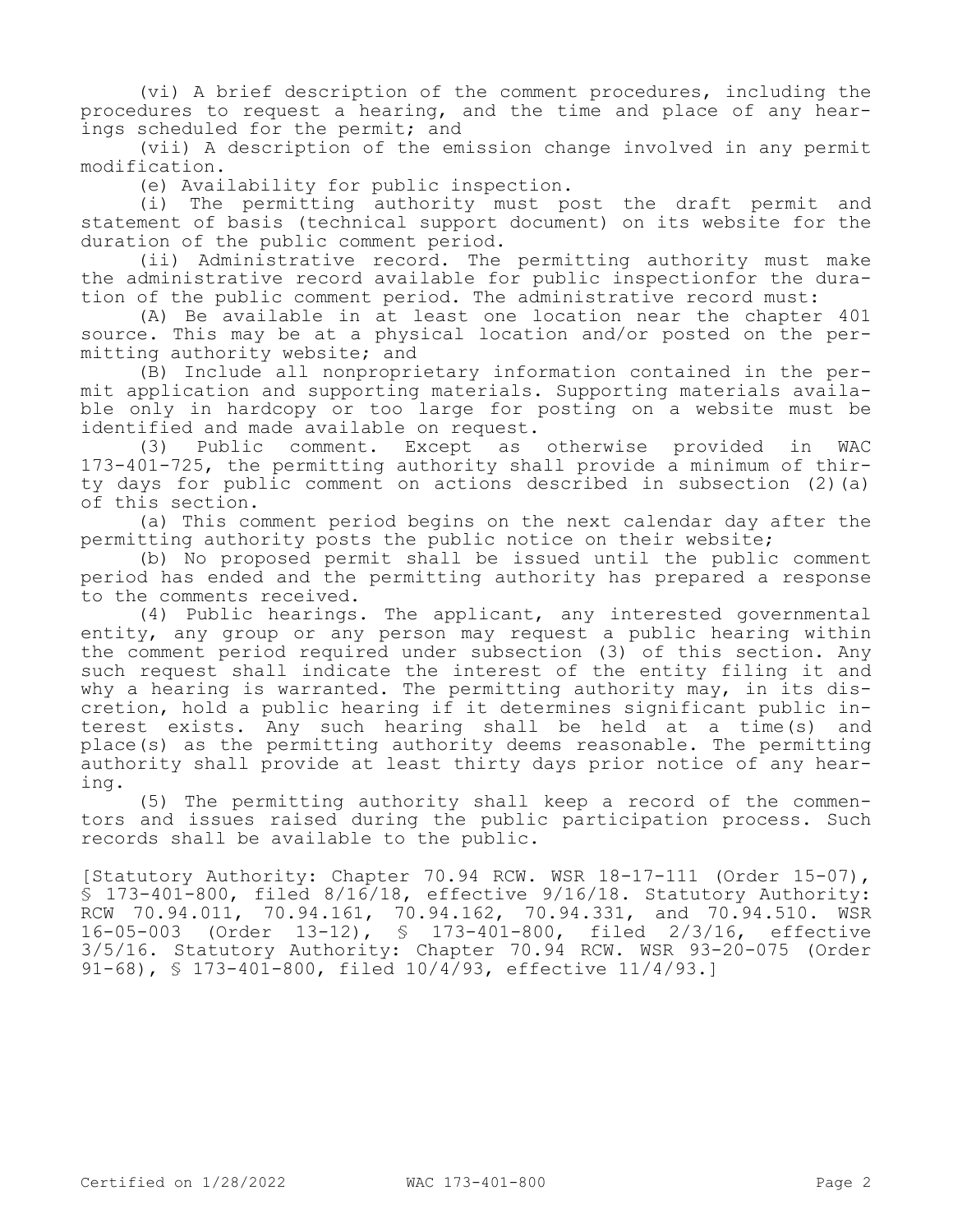(vi) A brief description of the comment procedures, including the procedures to request a hearing, and the time and place of any hearings scheduled for the permit; and

(vii) A description of the emission change involved in any permit modification.

(e) Availability for public inspection.

(i) The permitting authority must post the draft permit and statement of basis (technical support document) on its website for the duration of the public comment period.

(ii) Administrative record. The permitting authority must make the administrative record available for public inspectionfor the duration of the public comment period. The administrative record must:

(A) Be available in at least one location near the chapter 401 source. This may be at a physical location and/or posted on the permitting authority website; and

(B) Include all nonproprietary information contained in the permit application and supporting materials. Supporting materials available only in hardcopy or too large for posting on a website must be identified and made available on request.

(3) Public comment. Except as otherwise provided in WAC 173-401-725, the permitting authority shall provide a minimum of thirty days for public comment on actions described in subsection (2)(a) of this section.

(a) This comment period begins on the next calendar day after the permitting authority posts the public notice on their website;

(b) No proposed permit shall be issued until the public comment period has ended and the permitting authority has prepared a response to the comments received.

(4) Public hearings. The applicant, any interested governmental entity, any group or any person may request a public hearing within the comment period required under subsection (3) of this section. Any such request shall indicate the interest of the entity filing it and why a hearing is warranted. The permitting authority may, in its discretion, hold a public hearing if it determines significant public interest exists. Any such hearing shall be held at a time(s) and place(s) as the permitting authority deems reasonable. The permitting authority shall provide at least thirty days prior notice of any hearing.

(5) The permitting authority shall keep a record of the commentors and issues raised during the public participation process. Such records shall be available to the public.

[Statutory Authority: Chapter 70.94 RCW. WSR 18-17-111 (Order 15-07), § 173-401-800, filed 8/16/18, effective 9/16/18. Statutory Authority: RCW 70.94.011, 70.94.161, 70.94.162, 70.94.331, and 70.94.510. WSR 16-05-003 (Order 13-12), § 173-401-800, filed 2/3/16, effective 3/5/16. Statutory Authority: Chapter 70.94 RCW. WSR 93-20-075 (Order 91-68), § 173-401-800, filed 10/4/93, effective 11/4/93.]